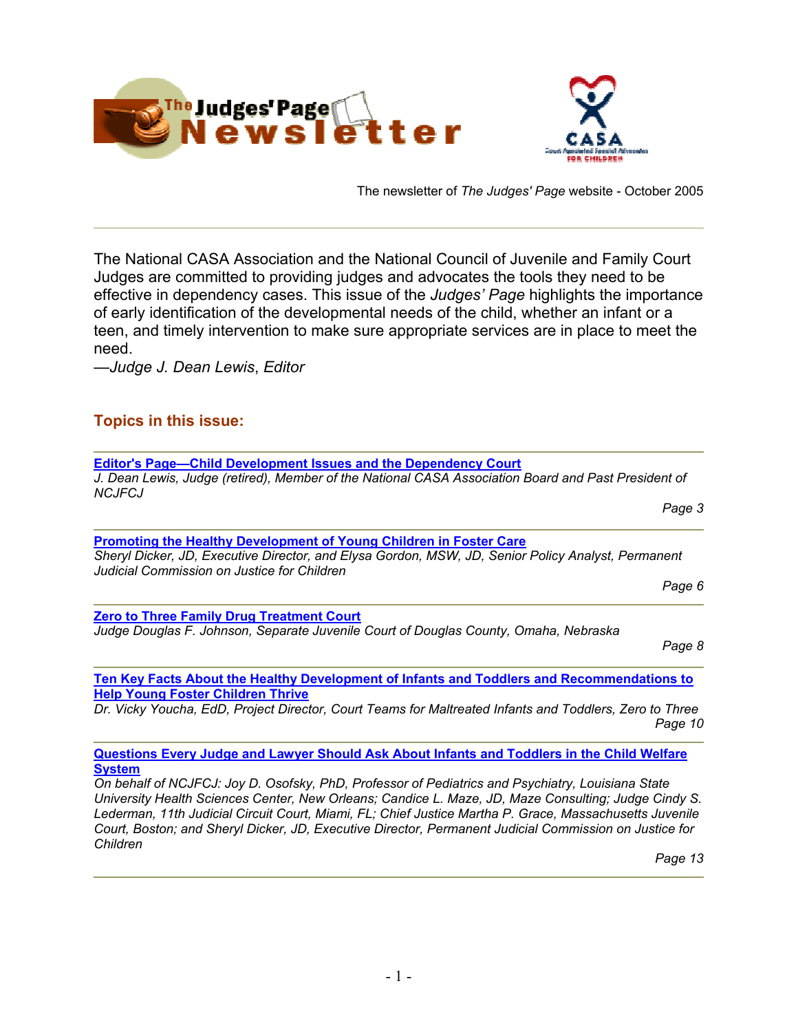# The Judges' Page Newsletter

The newsletter of *The Judges' Page* website - October 2005

---

The National CASA Association and the National Council of Juvenile and Family Court Judges are committed to providing judges and advocates the tools they need to be effective in dependency cases. This issue of the *Judges' Page* highlights the importance of early identification of the developmental needs of the child, whether an infant or a teen, and timely intervention to make sure appropriate services are in place to meet the need.

—*Judge J. Dean Lewis*, *Editor*

## Topics in this issue:

---

**Editor's Page—Child Development Issues and the Dependency Court**
*J. Dean Lewis, Judge (retired), Member of the National CASA Association Board and Past President of NCJFCJ*
*Page 3*

---

**Promoting the Healthy Development of Young Children in Foster Care**
*Sheryl Dicker, JD, Executive Director, and Elysa Gordon, MSW, JD, Senior Policy Analyst, Permanent Judicial Commission on Justice for Children*
*Page 6*

---

**Zero to Three Family Drug Treatment Court**
*Judge Douglas F. Johnson, Separate Juvenile Court of Douglas County, Omaha, Nebraska*
*Page 8*

---

**Ten Key Facts About the Healthy Development of Infants and Toddlers and Recommendations to Help Young Foster Children Thrive**
*Dr. Vicky Youcha, EdD, Project Director, Court Teams for Maltreated Infants and Toddlers, Zero to Three*
*Page 10*

---

**Questions Every Judge and Lawyer Should Ask About Infants and Toddlers in the Child Welfare System**
*On behalf of NCJFCJ: Joy D. Osofsky, PhD, Professor of Pediatrics and Psychiatry, Louisiana State University Health Sciences Center, New Orleans; Candice L. Maze, JD, Maze Consulting; Judge Cindy S. Lederman, 11th Judicial Circuit Court, Miami, FL; Chief Justice Martha P. Grace, Massachusetts Juvenile Court, Boston; and Sheryl Dicker, JD, Executive Director, Permanent Judicial Commission on Justice for Children*
*Page 13*

---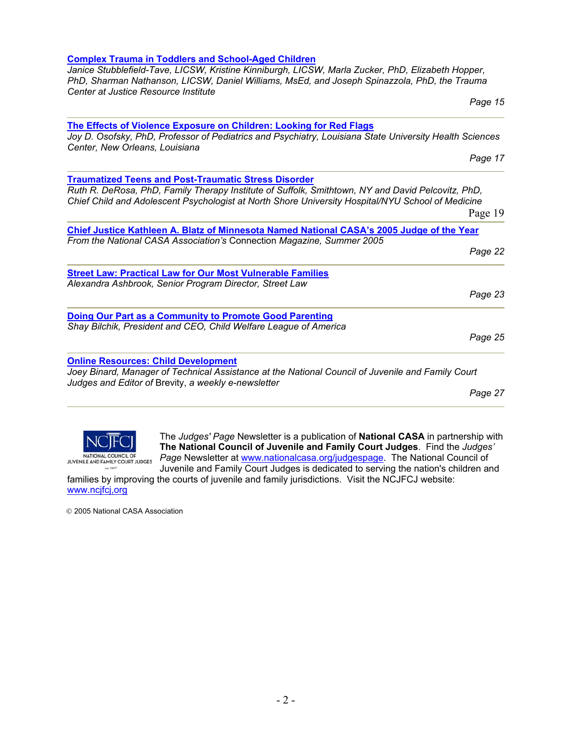**Complex Trauma in Toddlers and School-Aged Children**
*Janice Stubblefield-Tave, LICSW, Kristine Kinniburgh, LICSW, Marla Zucker, PhD, Elizabeth Hopper, PhD, Sharman Nathanson, LICSW, Daniel Williams, MsEd, and Joseph Spinazzola, PhD, the Trauma Center at Justice Resource Institute*

*Page 15*

---

**The Effects of Violence Exposure on Children: Looking for Red Flags**
*Joy D. Osofsky, PhD, Professor of Pediatrics and Psychiatry, Louisiana State University Health Sciences Center, New Orleans, Louisiana*

*Page 17*

---

**Traumatized Teens and Post-Traumatic Stress Disorder**
*Ruth R. DeRosa, PhD, Family Therapy Institute of Suffolk, Smithtown, NY and David Pelcovitz, PhD, Chief Child and Adolescent Psychologist at North Shore University Hospital/NYU School of Medicine*

Page 19

---

**Chief Justice Kathleen A. Blatz of Minnesota Named National CASA's 2005 Judge of the Year**
*From the National CASA Association's* Connection *Magazine, Summer 2005*

*Page 22*

---

**Street Law: Practical Law for Our Most Vulnerable Families**
*Alexandra Ashbrook, Senior Program Director, Street Law*

*Page 23*

---

**Doing Our Part as a Community to Promote Good Parenting**
*Shay Bilchik, President and CEO, Child Welfare League of America*

*Page 25*

---

**Online Resources: Child Development**
*Joey Binard, Manager of Technical Assistance at the National Council of Juvenile and Family Court Judges and Editor of* Brevity, *a weekly e-newsletter*

*Page 27*

---

NCJFCJ NATIONAL COUNCIL OF JUVENILE AND FAMILY COURT JUDGES est. 1937

The *Judges' Page* Newsletter is a publication of **National CASA** in partnership with **The National Council of Juvenile and Family Court Judges**. Find the *Judges' Page* Newsletter at www.nationalcasa.org/judgespage. The National Council of Juvenile and Family Court Judges is dedicated to serving the nation's children and families by improving the courts of juvenile and family jurisdictions. Visit the NCJFCJ website: www.ncjfcj,org

© 2005 National CASA Association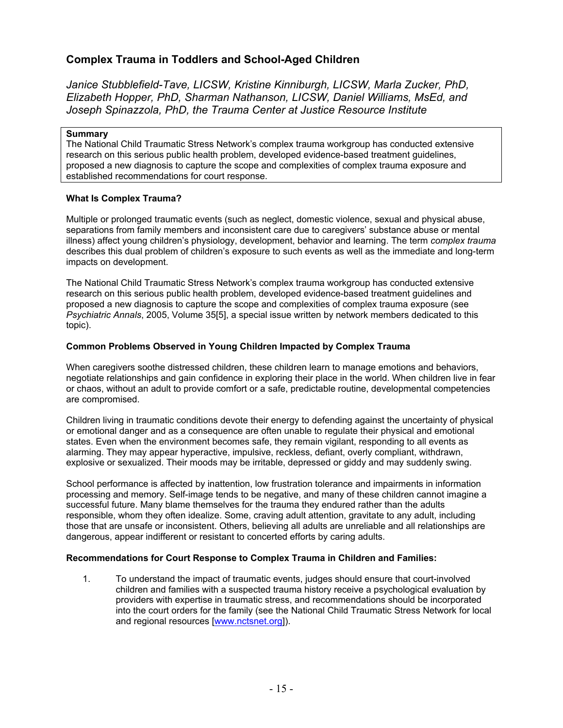## Complex Trauma in Toddlers and School-Aged Children

*Janice Stubblefield-Tave, LICSW, Kristine Kinniburgh, LICSW, Marla Zucker, PhD, Elizabeth Hopper, PhD, Sharman Nathanson, LICSW, Daniel Williams, MsEd, and Joseph Spinazzola, PhD, the Trauma Center at Justice Resource Institute*

> **Summary**
> The National Child Traumatic Stress Network's complex trauma workgroup has conducted extensive research on this serious public health problem, developed evidence-based treatment guidelines, proposed a new diagnosis to capture the scope and complexities of complex trauma exposure and established recommendations for court response.

### What Is Complex Trauma?

Multiple or prolonged traumatic events (such as neglect, domestic violence, sexual and physical abuse, separations from family members and inconsistent care due to caregivers' substance abuse or mental illness) affect young children's physiology, development, behavior and learning. The term *complex trauma* describes this dual problem of children's exposure to such events as well as the immediate and long-term impacts on development.

The National Child Traumatic Stress Network's complex trauma workgroup has conducted extensive research on this serious public health problem, developed evidence-based treatment guidelines and proposed a new diagnosis to capture the scope and complexities of complex trauma exposure (see *Psychiatric Annals*, 2005, Volume 35[5], a special issue written by network members dedicated to this topic).

### Common Problems Observed in Young Children Impacted by Complex Trauma

When caregivers soothe distressed children, these children learn to manage emotions and behaviors, negotiate relationships and gain confidence in exploring their place in the world. When children live in fear or chaos, without an adult to provide comfort or a safe, predictable routine, developmental competencies are compromised.

Children living in traumatic conditions devote their energy to defending against the uncertainty of physical or emotional danger and as a consequence are often unable to regulate their physical and emotional states. Even when the environment becomes safe, they remain vigilant, responding to all events as alarming. They may appear hyperactive, impulsive, reckless, defiant, overly compliant, withdrawn, explosive or sexualized. Their moods may be irritable, depressed or giddy and may suddenly swing.

School performance is affected by inattention, low frustration tolerance and impairments in information processing and memory. Self-image tends to be negative, and many of these children cannot imagine a successful future. Many blame themselves for the trauma they endured rather than the adults responsible, whom they often idealize. Some, craving adult attention, gravitate to any adult, including those that are unsafe or inconsistent. Others, believing all adults are unreliable and all relationships are dangerous, appear indifferent or resistant to concerted efforts by caring adults.

### Recommendations for Court Response to Complex Trauma in Children and Families:

1. To understand the impact of traumatic events, judges should ensure that court-involved children and families with a suspected trauma history receive a psychological evaluation by providers with expertise in traumatic stress, and recommendations should be incorporated into the court orders for the family (see the National Child Traumatic Stress Network for local and regional resources [www.nctsnet.org]).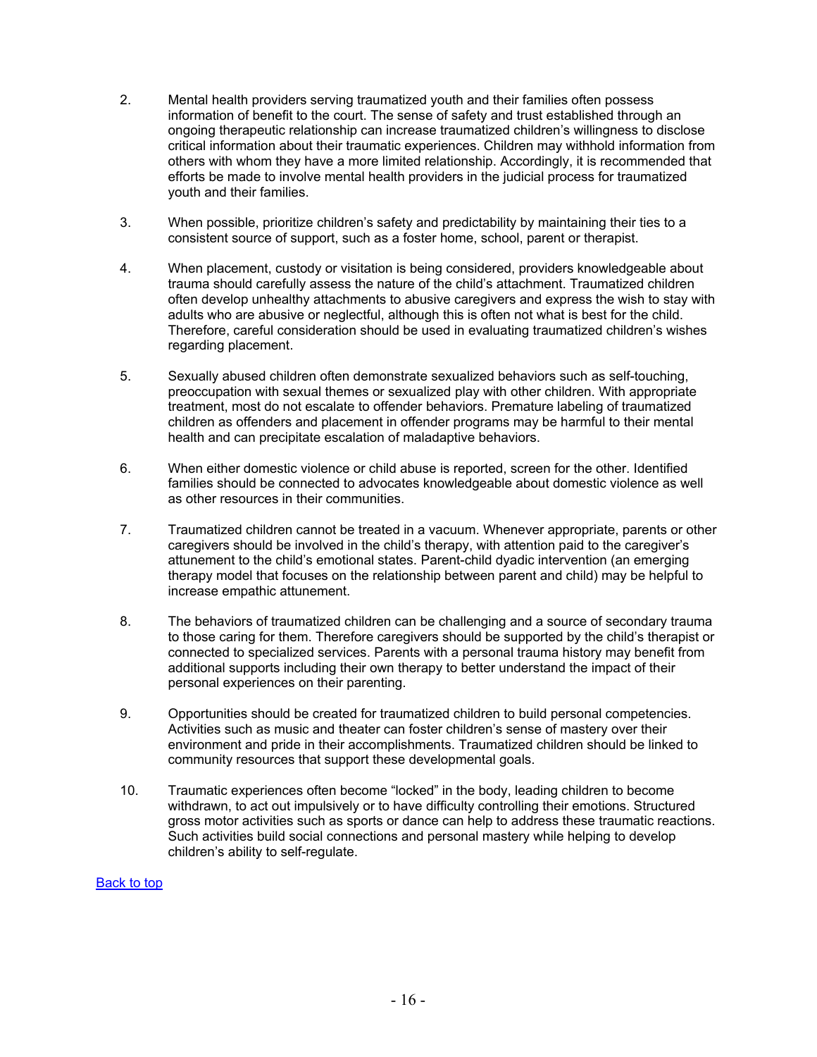2. Mental health providers serving traumatized youth and their families often possess information of benefit to the court. The sense of safety and trust established through an ongoing therapeutic relationship can increase traumatized children's willingness to disclose critical information about their traumatic experiences. Children may withhold information from others with whom they have a more limited relationship. Accordingly, it is recommended that efforts be made to involve mental health providers in the judicial process for traumatized youth and their families.

3. When possible, prioritize children's safety and predictability by maintaining their ties to a consistent source of support, such as a foster home, school, parent or therapist.

4. When placement, custody or visitation is being considered, providers knowledgeable about trauma should carefully assess the nature of the child's attachment. Traumatized children often develop unhealthy attachments to abusive caregivers and express the wish to stay with adults who are abusive or neglectful, although this is often not what is best for the child. Therefore, careful consideration should be used in evaluating traumatized children's wishes regarding placement.

5. Sexually abused children often demonstrate sexualized behaviors such as self-touching, preoccupation with sexual themes or sexualized play with other children. With appropriate treatment, most do not escalate to offender behaviors. Premature labeling of traumatized children as offenders and placement in offender programs may be harmful to their mental health and can precipitate escalation of maladaptive behaviors.

6. When either domestic violence or child abuse is reported, screen for the other. Identified families should be connected to advocates knowledgeable about domestic violence as well as other resources in their communities.

7. Traumatized children cannot be treated in a vacuum. Whenever appropriate, parents or other caregivers should be involved in the child's therapy, with attention paid to the caregiver's attunement to the child's emotional states. Parent-child dyadic intervention (an emerging therapy model that focuses on the relationship between parent and child) may be helpful to increase empathic attunement.

8. The behaviors of traumatized children can be challenging and a source of secondary trauma to those caring for them. Therefore caregivers should be supported by the child's therapist or connected to specialized services. Parents with a personal trauma history may benefit from additional supports including their own therapy to better understand the impact of their personal experiences on their parenting.

9. Opportunities should be created for traumatized children to build personal competencies. Activities such as music and theater can foster children's sense of mastery over their environment and pride in their accomplishments. Traumatized children should be linked to community resources that support these developmental goals.

10. Traumatic experiences often become "locked" in the body, leading children to become withdrawn, to act out impulsively or to have difficulty controlling their emotions. Structured gross motor activities such as sports or dance can help to address these traumatic reactions. Such activities build social connections and personal mastery while helping to develop children's ability to self-regulate.

Back to top